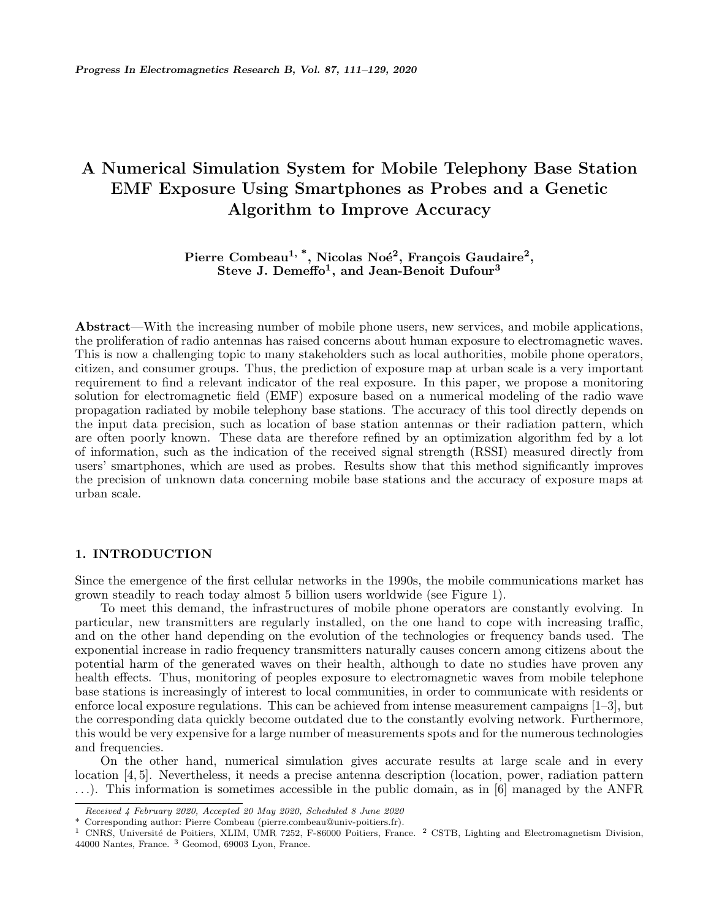# A Numerical Simulation System for Mobile Telephony Base Station EMF Exposure Using Smartphones as Probes and a Genetic Algorithm to Improve Accuracy

**Pierre Combeau[1, *], Nicolas Noé[2], François Gaudaire[2], Steve J. Demeffo[1], and Jean-Benoit Dufour[3]**

**Abstract**—With the increasing number of mobile phone users, new services, and mobile applications, the proliferation of radio antennas has raised concerns about human exposure to electromagnetic waves. This is now a challenging topic to many stakeholders such as local authorities, mobile phone operators, citizen, and consumer groups. Thus, the prediction of exposure map at urban scale is a very important requirement to find a relevant indicator of the real exposure. In this paper, we propose a monitoring solution for electromagnetic field (EMF) exposure based on a numerical modeling of the radio wave propagation radiated by mobile telephony base stations. The accuracy of this tool directly depends on the input data precision, such as location of base station antennas or their radiation pattern, which are often poorly known. These data are therefore refined by an optimization algorithm fed by a lot of information, such as the indication of the received signal strength (RSSI) measured directly from users' smartphones, which are used as probes. Results show that this method significantly improves the precision of unknown data concerning mobile base stations and the accuracy of exposure maps at urban scale.

## 1. INTRODUCTION

Since the emergence of the first cellular networks in the 1990s, the mobile communications market has grown steadily to reach today almost 5 billion users worldwide (see Figure 1).

To meet this demand, the infrastructures of mobile phone operators are constantly evolving. In particular, new transmitters are regularly installed, on the one hand to cope with increasing traffic, and on the other hand depending on the evolution of the technologies or frequency bands used. The exponential increase in radio frequency transmitters naturally causes concern among citizens about the potential harm of the generated waves on their health, although to date no studies have proven any health effects. Thus, monitoring of peoples exposure to electromagnetic waves from mobile telephone base stations is increasingly of interest to local communities, in order to communicate with residents or enforce local exposure regulations. This can be achieved from intense measurement campaigns [1–3], but the corresponding data quickly become outdated due to the constantly evolving network. Furthermore, this would be very expensive for a large number of measurements spots and for the numerous technologies and frequencies.

On the other hand, numerical simulation gives accurate results at large scale and in every location [4, 5]. Nevertheless, it needs a precise antenna description (location, power, radiation pattern ...). This information is sometimes accessible in the public domain, as in [6] managed by the ANFR

*Received 4 February 2020, Accepted 20 May 2020, Scheduled 8 June 2020*

\* Corresponding author: Pierre Combeau (pierre.combeau@univ-poitiers.fr).

[1] CNRS, Université de Poitiers, XLIM, UMR 7252, F-86000 Poitiers, France. [2] CSTB, Lighting and Electromagnetism Division, 44000 Nantes, France. [3] Geomod, 69003 Lyon, France.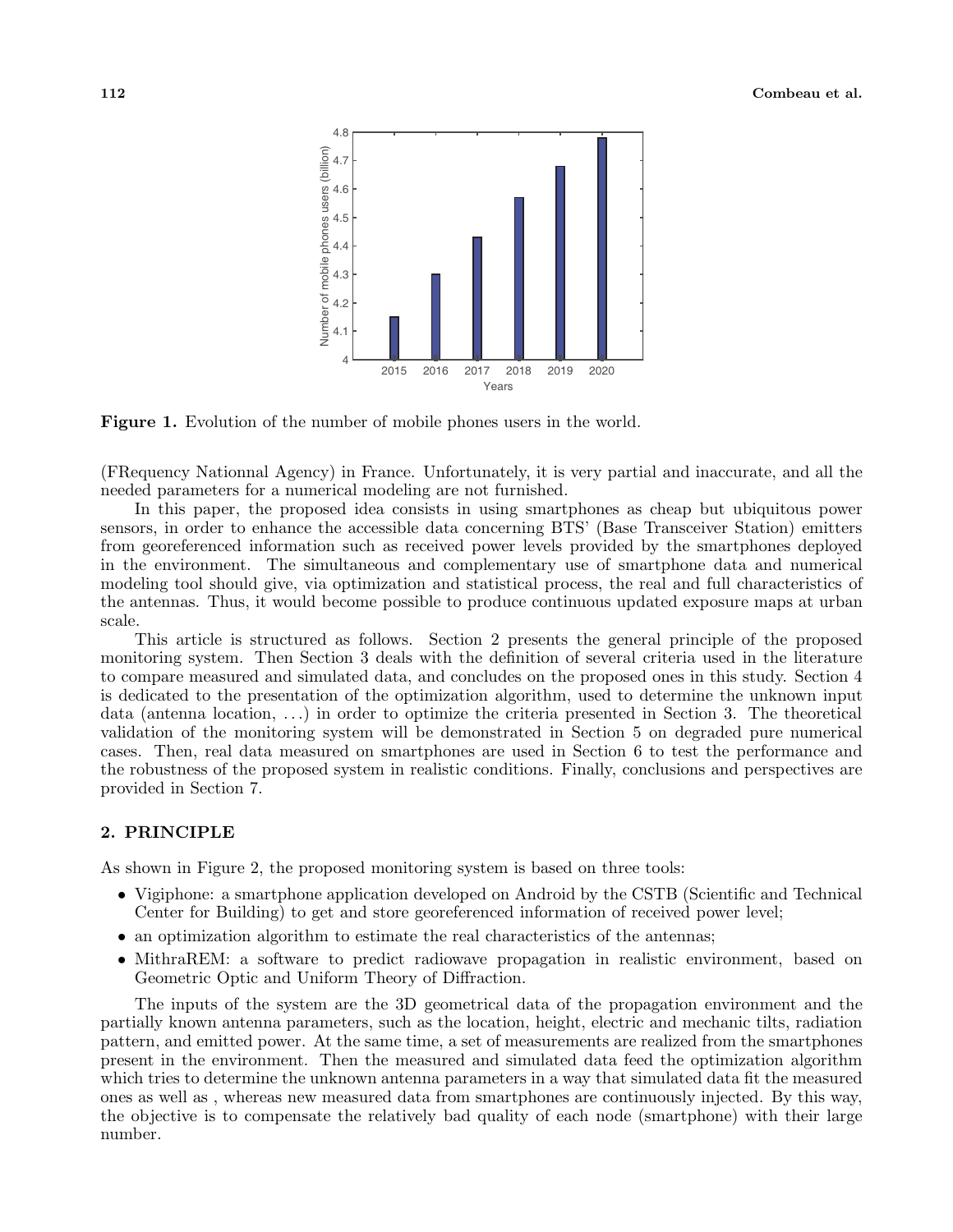4.8
4.7
4.6
4.5
4.4
4.3
4.2
4.1
4
Number of mobile phones users (billion)
2015 2016 2017 2018 2019 2020
Years

**Figure 1.** Evolution of the number of mobile phones users in the world.

(FRequency Nationnal Agency) in France. Unfortunately, it is very partial and inaccurate, and all the needed parameters for a numerical modeling are not furnished.

In this paper, the proposed idea consists in using smartphones as cheap but ubiquitous power sensors, in order to enhance the accessible data concerning BTS' (Base Transceiver Station) emitters from georeferenced information such as received power levels provided by the smartphones deployed in the environment. The simultaneous and complementary use of smartphone data and numerical modeling tool should give, via optimization and statistical process, the real and full characteristics of the antennas. Thus, it would become possible to produce continuous updated exposure maps at urban scale.

This article is structured as follows. Section 2 presents the general principle of the proposed monitoring system. Then Section 3 deals with the definition of several criteria used in the literature to compare measured and simulated data, and concludes on the proposed ones in this study. Section 4 is dedicated to the presentation of the optimization algorithm, used to determine the unknown input data (antenna location, ...) in order to optimize the criteria presented in Section 3. The theoretical validation of the monitoring system will be demonstrated in Section 5 on degraded pure numerical cases. Then, real data measured on smartphones are used in Section 6 to test the performance and the robustness of the proposed system in realistic conditions. Finally, conclusions and perspectives are provided in Section 7.

## 2. PRINCIPLE

As shown in Figure 2, the proposed monitoring system is based on three tools:

- Vigiphone: a smartphone application developed on Android by the CSTB (Scientific and Technical Center for Building) to get and store georeferenced information of received power level;
- an optimization algorithm to estimate the real characteristics of the antennas;
- MithraREM: a software to predict radiowave propagation in realistic environment, based on Geometric Optic and Uniform Theory of Diffraction.

The inputs of the system are the 3D geometrical data of the propagation environment and the partially known antenna parameters, such as the location, height, electric and mechanic tilts, radiation pattern, and emitted power. At the same time, a set of measurements are realized from the smartphones present in the environment. Then the measured and simulated data feed the optimization algorithm which tries to determine the unknown antenna parameters in a way that simulated data fit the measured ones as well as , whereas new measured data from smartphones are continuously injected. By this way, the objective is to compensate the relatively bad quality of each node (smartphone) with their large number.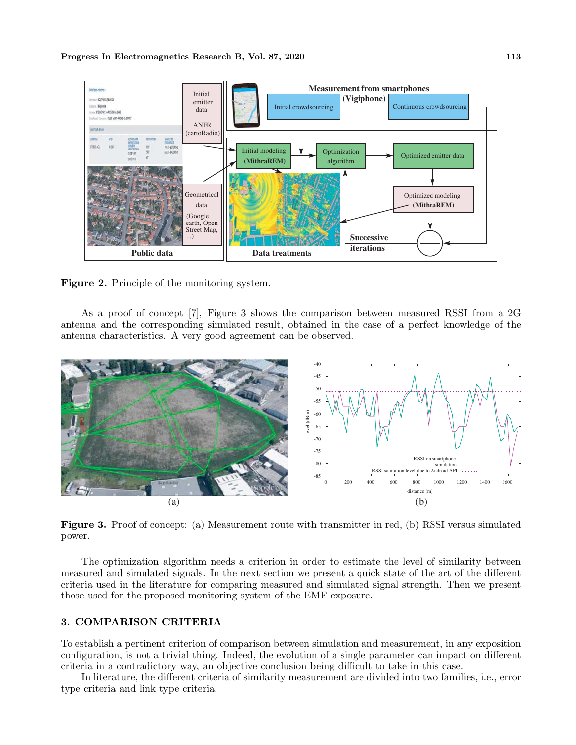Initial emitter data

ANFR (cartoRadio)

Geometrical data

(Google earth, Open Street Map, ...)

Public data

Measurement from smartphones (Vigiphone)

Initial crowdsourcing

Continuous crowdsourcing

Initial modeling (MithraREM)

Optimization algorithm

Optimized emitter data

Optimized modeling (MithraREM)

Successive iterations

Data treatments

**Figure 2.** Principle of the monitoring system.

As a proof of concept [7], Figure 3 shows the comparison between measured RSSI from a 2G antenna and the corresponding simulated result, obtained in the case of a perfect knowledge of the antenna characteristics. A very good agreement can be observed.

(a)

-40
-45
-50
-55
-60
-65
-70
-75
-80
-85

level (dBm)

0 200 400 600 800 1000 1200 1400 1600

distance (m)

RSSI on smartphone
simulation
RSSI saturation level due to Android API

(b)

**Figure 3.** Proof of concept: (a) Measurement route with transmitter in red, (b) RSSI versus simulated power.

The optimization algorithm needs a criterion in order to estimate the level of similarity between measured and simulated signals. In the next section we present a quick state of the art of the different criteria used in the literature for comparing measured and simulated signal strength. Then we present those used for the proposed monitoring system of the EMF exposure.

## 3. COMPARISON CRITERIA

To establish a pertinent criterion of comparison between simulation and measurement, in any exposition configuration, is not a trivial thing. Indeed, the evolution of a single parameter can impact on different criteria in a contradictory way, an objective conclusion being difficult to take in this case.

In literature, the different criteria of similarity measurement are divided into two families, i.e., error type criteria and link type criteria.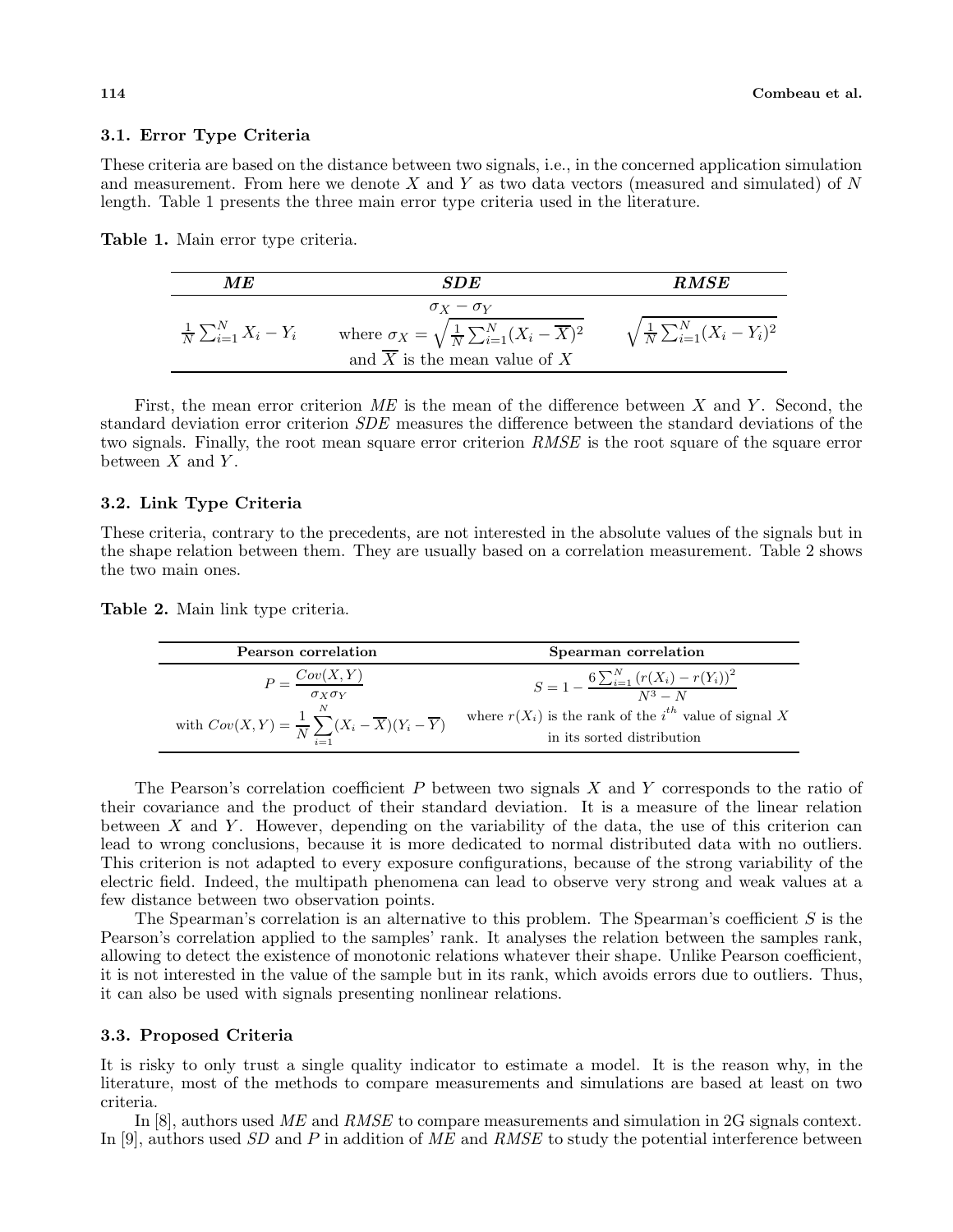### 3.1. Error Type Criteria

These criteria are based on the distance between two signals, i.e., in the concerned application simulation and measurement. From here we denote $X$ and $Y$ as two data vectors (measured and simulated) of $N$ length. Table 1 presents the three main error type criteria used in the literature.

**Table 1.** Main error type criteria.

| *ME* | *SDE* | *RMSE* |
| --- | --- | --- |
| $\frac{1}{N}\sum_{i=1}^{N} X_i - Y_i$ | $\sigma_X - \sigma_Y$ where $\sigma_X = \sqrt{\frac{1}{N}\sum_{i=1}^{N}(X_i - \overline{X})^2}$ and $\overline{X}$ is the mean value of $X$ | $\sqrt{\frac{1}{N}\sum_{i=1}^{N}(X_i - Y_i)^2}$ |

First, the mean error criterion *ME* is the mean of the difference between $X$ and $Y$. Second, the standard deviation error criterion *SDE* measures the difference between the standard deviations of the two signals. Finally, the root mean square error criterion *RMSE* is the root square of the square error between $X$ and $Y$.

### 3.2. Link Type Criteria

These criteria, contrary to the precedents, are not interested in the absolute values of the signals but in the shape relation between them. They are usually based on a correlation measurement. Table 2 shows the two main ones.

**Table 2.** Main link type criteria.

| Pearson correlation | Spearman correlation |
| --- | --- |
| $P = \dfrac{Cov(X,Y)}{\sigma_X \sigma_Y}$ with $Cov(X,Y) = \dfrac{1}{N}\sum_{i=1}^{N}(X_i - \overline{X})(Y_i - \overline{Y})$ | $S = 1 - \dfrac{6\sum_{i=1}^{N}\left(r(X_i) - r(Y_i)\right)^2}{N^3 - N}$ where $r(X_i)$ is the rank of the $i^{th}$ value of signal $X$ in its sorted distribution |

The Pearson's correlation coefficient $P$ between two signals $X$ and $Y$ corresponds to the ratio of their covariance and the product of their standard deviation. It is a measure of the linear relation between $X$ and $Y$. However, depending on the variability of the data, the use of this criterion can lead to wrong conclusions, because it is more dedicated to normal distributed data with no outliers. This criterion is not adapted to every exposure configurations, because of the strong variability of the electric field. Indeed, the multipath phenomena can lead to observe very strong and weak values at a few distance between two observation points.

The Spearman's correlation is an alternative to this problem. The Spearman's coefficient $S$ is the Pearson's correlation applied to the samples' rank. It analyses the relation between the samples rank, allowing to detect the existence of monotonic relations whatever their shape. Unlike Pearson coefficient, it is not interested in the value of the sample but in its rank, which avoids errors due to outliers. Thus, it can also be used with signals presenting nonlinear relations.

### 3.3. Proposed Criteria

It is risky to only trust a single quality indicator to estimate a model. It is the reason why, in the literature, most of the methods to compare measurements and simulations are based at least on two criteria.

In [8], authors used *ME* and *RMSE* to compare measurements and simulation in 2G signals context. In [9], authors used *SD* and *P* in addition of *ME* and *RMSE* to study the potential interference between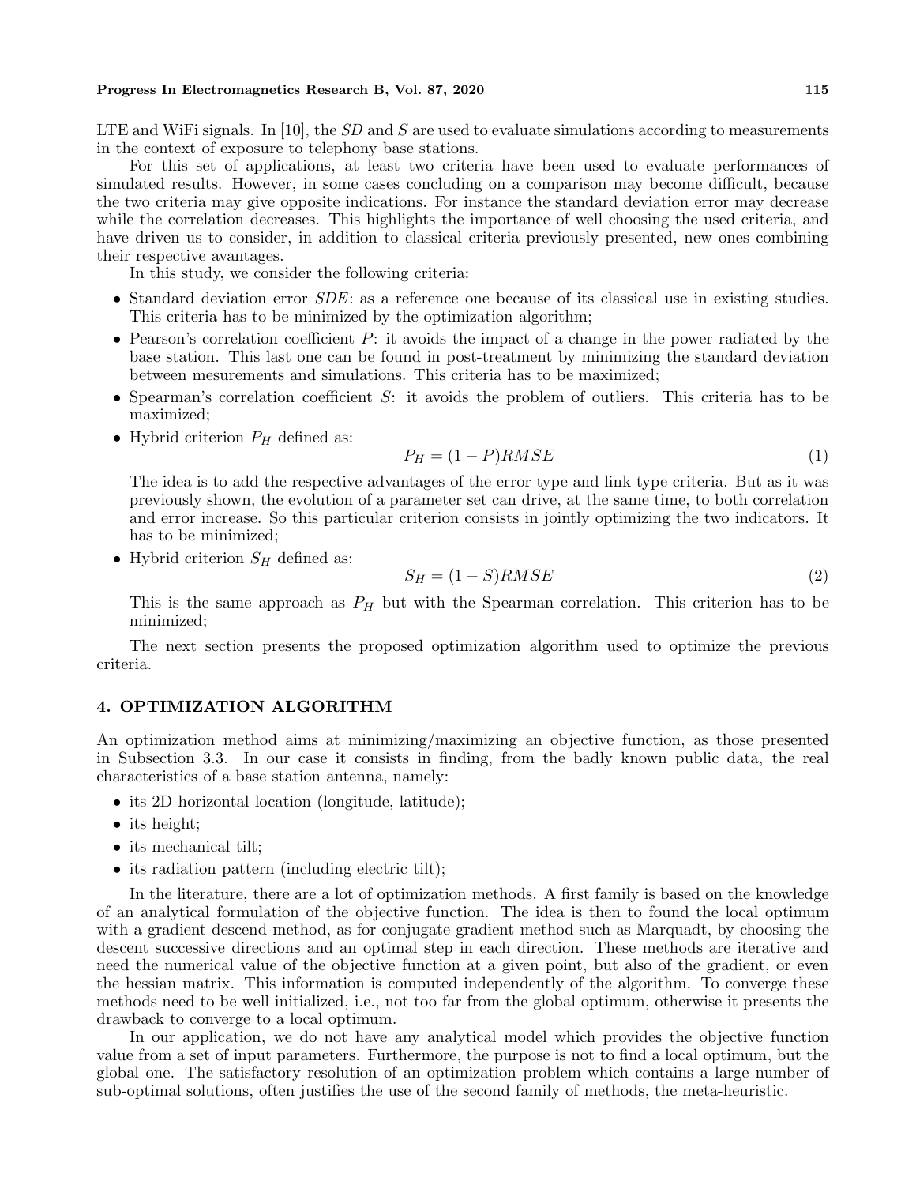LTE and WiFi signals. In [10], the $SD$ and $S$ are used to evaluate simulations according to measurements in the context of exposure to telephony base stations.

For this set of applications, at least two criteria have been used to evaluate performances of simulated results. However, in some cases concluding on a comparison may become difficult, because the two criteria may give opposite indications. For instance the standard deviation error may decrease while the correlation decreases. This highlights the importance of well choosing the used criteria, and have driven us to consider, in addition to classical criteria previously presented, new ones combining their respective avantages.

In this study, we consider the following criteria:

- Standard deviation error $SDE$: as a reference one because of its classical use in existing studies. This criteria has to be minimized by the optimization algorithm;
- Pearson's correlation coefficient $P$: it avoids the impact of a change in the power radiated by the base station. This last one can be found in post-treatment by minimizing the standard deviation between mesurements and simulations. This criteria has to be maximized;
- Spearman's correlation coefficient $S$: it avoids the problem of outliers. This criteria has to be maximized;
- Hybrid criterion $P_H$ defined as:

$$P_H = (1 - P)RMSE \tag{1}$$

  The idea is to add the respective advantages of the error type and link type criteria. But as it was previously shown, the evolution of a parameter set can drive, at the same time, to both correlation and error increase. So this particular criterion consists in jointly optimizing the two indicators. It has to be minimized;
- Hybrid criterion $S_H$ defined as:

$$S_H = (1 - S)RMSE \tag{2}$$

  This is the same approach as $P_H$ but with the Spearman correlation. This criterion has to be minimized;

The next section presents the proposed optimization algorithm used to optimize the previous criteria.

## 4. OPTIMIZATION ALGORITHM

An optimization method aims at minimizing/maximizing an objective function, as those presented in Subsection 3.3. In our case it consists in finding, from the badly known public data, the real characteristics of a base station antenna, namely:

- its 2D horizontal location (longitude, latitude);
- its height;
- its mechanical tilt;
- its radiation pattern (including electric tilt);

In the literature, there are a lot of optimization methods. A first family is based on the knowledge of an analytical formulation of the objective function. The idea is then to found the local optimum with a gradient descend method, as for conjugate gradient method such as Marquadt, by choosing the descent successive directions and an optimal step in each direction. These methods are iterative and need the numerical value of the objective function at a given point, but also of the gradient, or even the hessian matrix. This information is computed independently of the algorithm. To converge these methods need to be well initialized, i.e., not too far from the global optimum, otherwise it presents the drawback to converge to a local optimum.

In our application, we do not have any analytical model which provides the objective function value from a set of input parameters. Furthermore, the purpose is not to find a local optimum, but the global one. The satisfactory resolution of an optimization problem which contains a large number of sub-optimal solutions, often justifies the use of the second family of methods, the meta-heuristic.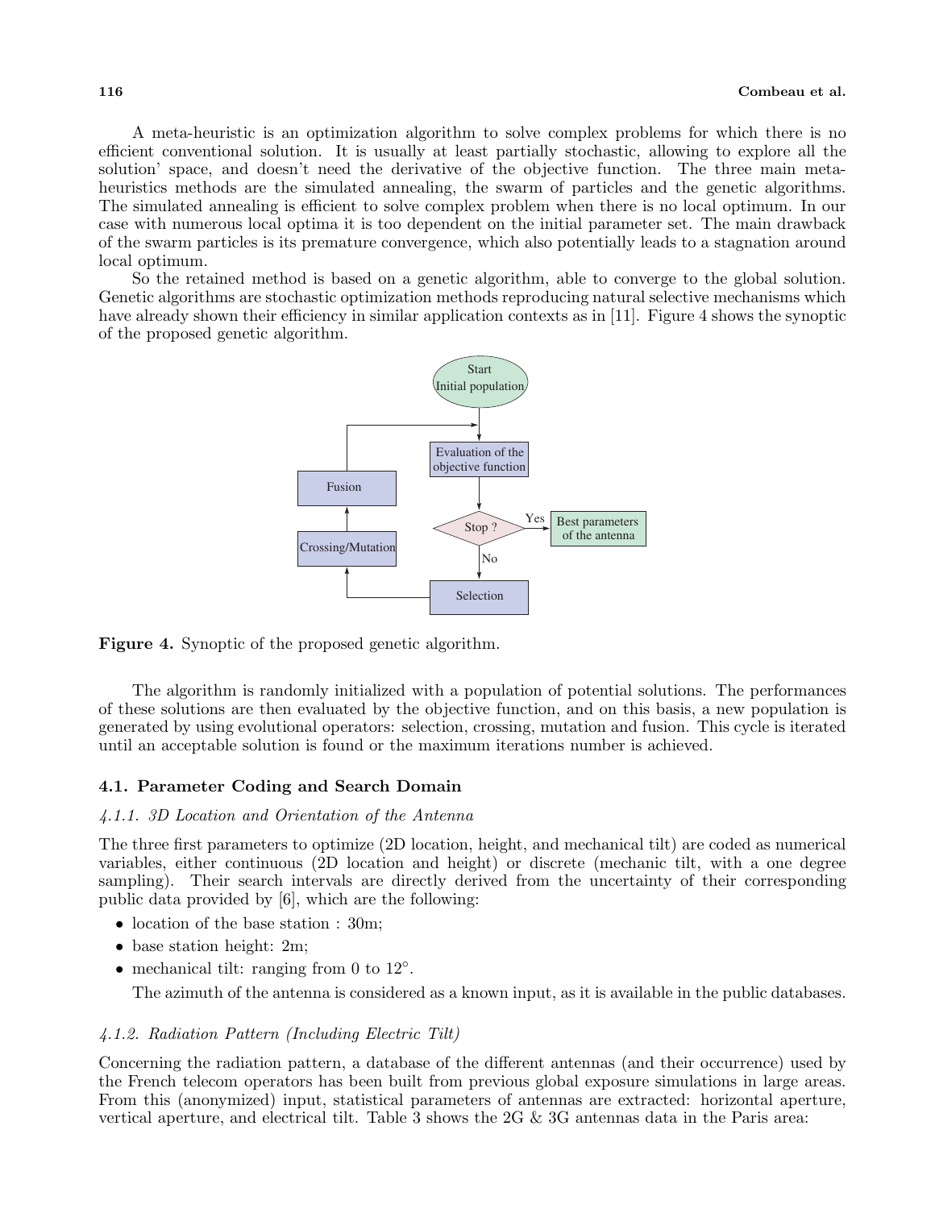A meta-heuristic is an optimization algorithm to solve complex problems for which there is no efficient conventional solution. It is usually at least partially stochastic, allowing to explore all the solution' space, and doesn't need the derivative of the objective function. The three main meta-heuristics methods are the simulated annealing, the swarm of particles and the genetic algorithms. The simulated annealing is efficient to solve complex problem when there is no local optimum. In our case with numerous local optima it is too dependent on the initial parameter set. The main drawback of the swarm particles is its premature convergence, which also potentially leads to a stagnation around local optimum.

So the retained method is based on a genetic algorithm, able to converge to the global solution. Genetic algorithms are stochastic optimization methods reproducing natural selective mechanisms which have already shown their efficiency in similar application contexts as in [11]. Figure 4 shows the synoptic of the proposed genetic algorithm.

Start
Initial population
Evaluation of the objective function
Stop ?
Yes
Best parameters of the antenna
No
Selection
Crossing/Mutation
Fusion

**Figure 4.** Synoptic of the proposed genetic algorithm.

The algorithm is randomly initialized with a population of potential solutions. The performances of these solutions are then evaluated by the objective function, and on this basis, a new population is generated by using evolutional operators: selection, crossing, mutation and fusion. This cycle is iterated until an acceptable solution is found or the maximum iterations number is achieved.

### 4.1. Parameter Coding and Search Domain

#### *4.1.1. 3D Location and Orientation of the Antenna*

The three first parameters to optimize (2D location, height, and mechanical tilt) are coded as numerical variables, either continuous (2D location and height) or discrete (mechanic tilt, with a one degree sampling). Their search intervals are directly derived from the uncertainty of their corresponding public data provided by [6], which are the following:

- location of the base station : 30m;
- base station height: 2m;
- mechanical tilt: ranging from 0 to 12°.

The azimuth of the antenna is considered as a known input, as it is available in the public databases.

#### *4.1.2. Radiation Pattern (Including Electric Tilt)*

Concerning the radiation pattern, a database of the different antennas (and their occurrence) used by the French telecom operators has been built from previous global exposure simulations in large areas. From this (anonymized) input, statistical parameters of antennas are extracted: horizontal aperture, vertical aperture, and electrical tilt. Table 3 shows the 2G & 3G antennas data in the Paris area: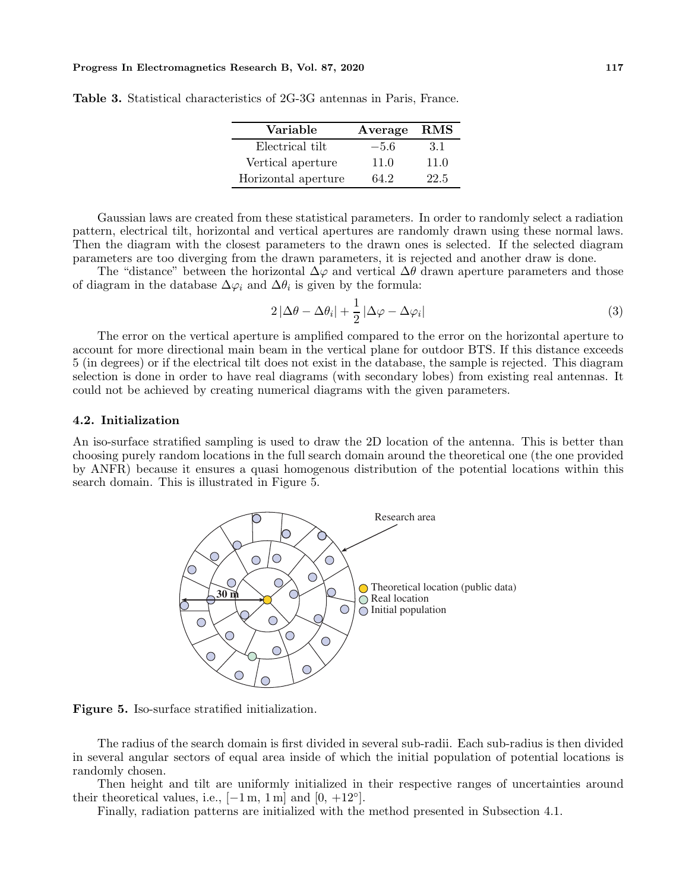**Table 3.** Statistical characteristics of 2G-3G antennas in Paris, France.

| Variable | Average | RMS |
|---|---|---|
| Electrical tilt | −5.6 | 3.1 |
| Vertical aperture | 11.0 | 11.0 |
| Horizontal aperture | 64.2 | 22.5 |

Gaussian laws are created from these statistical parameters. In order to randomly select a radiation pattern, electrical tilt, horizontal and vertical apertures are randomly drawn using these normal laws. Then the diagram with the closest parameters to the drawn ones is selected. If the selected diagram parameters are too diverging from the drawn parameters, it is rejected and another draw is done.

The "distance" between the horizontal $\Delta\varphi$ and vertical $\Delta\theta$ drawn aperture parameters and those of diagram in the database $\Delta\varphi_i$ and $\Delta\theta_i$ is given by the formula:

$$2\left|\Delta\theta - \Delta\theta_i\right| + \frac{1}{2}\left|\Delta\varphi - \Delta\varphi_i\right| \tag{3}$$

The error on the vertical aperture is amplified compared to the error on the horizontal aperture to account for more directional main beam in the vertical plane for outdoor BTS. If this distance exceeds 5 (in degrees) or if the electrical tilt does not exist in the database, the sample is rejected. This diagram selection is done in order to have real diagrams (with secondary lobes) from existing real antennas. It could not be achieved by creating numerical diagrams with the given parameters.

### 4.2. Initialization

An iso-surface stratified sampling is used to draw the 2D location of the antenna. This is better than choosing purely random locations in the full search domain around the theoretical one (the one provided by ANFR) because it ensures a quasi homogenous distribution of the potential locations within this search domain. This is illustrated in Figure 5.

Research area

30 m

Theoretical location (public data)

Real location

Initial population

**Figure 5.** Iso-surface stratified initialization.

The radius of the search domain is first divided in several sub-radii. Each sub-radius is then divided in several angular sectors of equal area inside of which the initial population of potential locations is randomly chosen.

Then height and tilt are uniformly initialized in their respective ranges of uncertainties around their theoretical values, i.e., $[-1\,\text{m}, 1\,\text{m}]$ and $[0, +12^\circ]$.

Finally, radiation patterns are initialized with the method presented in Subsection 4.1.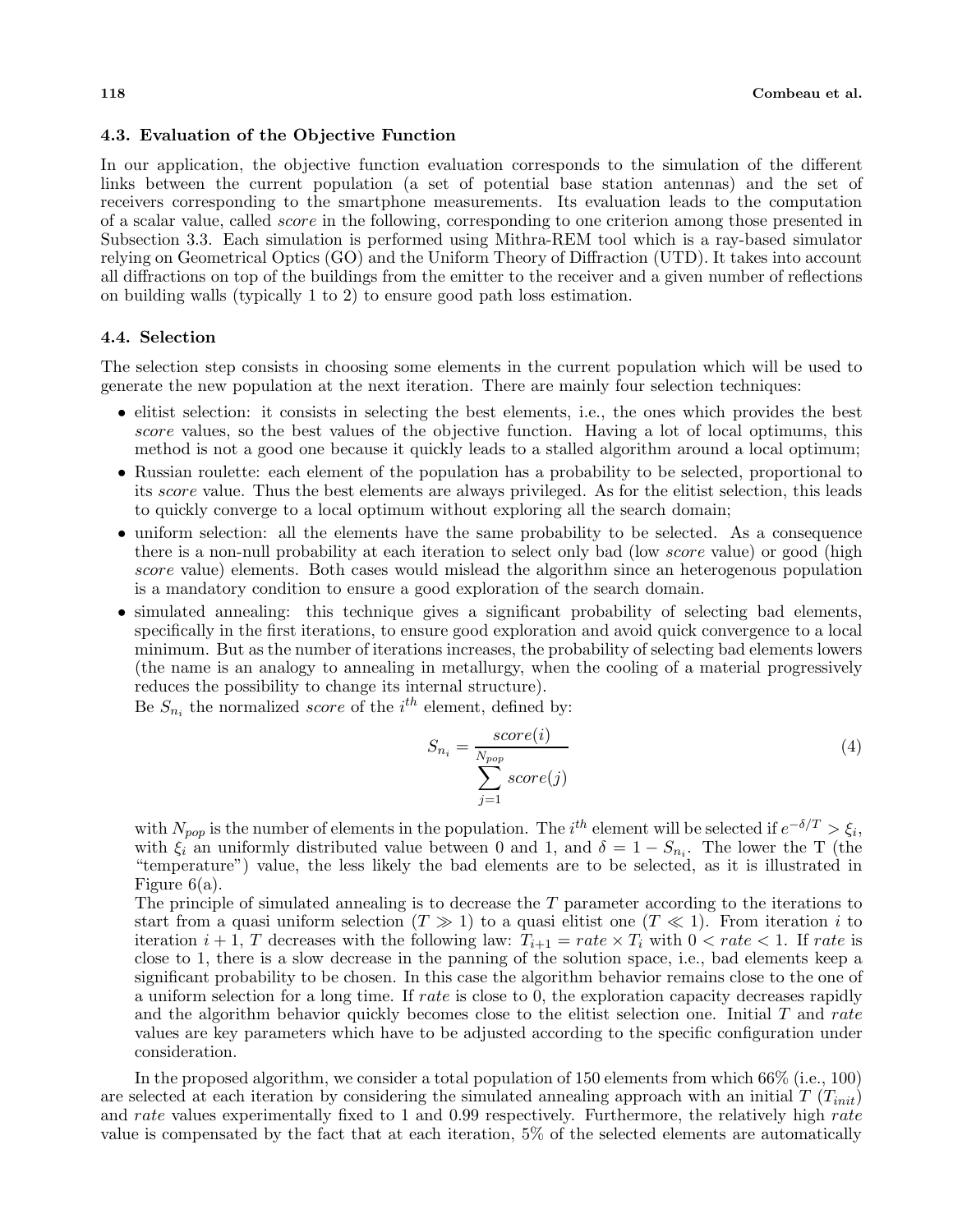### 4.3. Evaluation of the Objective Function

In our application, the objective function evaluation corresponds to the simulation of the different links between the current population (a set of potential base station antennas) and the set of receivers corresponding to the smartphone measurements. Its evaluation leads to the computation of a scalar value, called *score* in the following, corresponding to one criterion among those presented in Subsection 3.3. Each simulation is performed using Mithra-REM tool which is a ray-based simulator relying on Geometrical Optics (GO) and the Uniform Theory of Diffraction (UTD). It takes into account all diffractions on top of the buildings from the emitter to the receiver and a given number of reflections on building walls (typically 1 to 2) to ensure good path loss estimation.

### 4.4. Selection

The selection step consists in choosing some elements in the current population which will be used to generate the new population at the next iteration. There are mainly four selection techniques:

- elitist selection: it consists in selecting the best elements, i.e., the ones which provides the best *score* values, so the best values of the objective function. Having a lot of local optimums, this method is not a good one because it quickly leads to a stalled algorithm around a local optimum;
- Russian roulette: each element of the population has a probability to be selected, proportional to its *score* value. Thus the best elements are always privileged. As for the elitist selection, this leads to quickly converge to a local optimum without exploring all the search domain;
- uniform selection: all the elements have the same probability to be selected. As a consequence there is a non-null probability at each iteration to select only bad (low *score* value) or good (high *score* value) elements. Both cases would mislead the algorithm since an heterogenous population is a mandatory condition to ensure a good exploration of the search domain.
- simulated annealing: this technique gives a significant probability of selecting bad elements, specifically in the first iterations, to ensure good exploration and avoid quick convergence to a local minimum. But as the number of iterations increases, the probability of selecting bad elements lowers (the name is an analogy to annealing in metallurgy, when the cooling of a material progressively reduces the possibility to change its internal structure).
  Be $S_{n_i}$ the normalized *score* of the $i^{th}$ element, defined by:

$$S_{n_i} = \frac{score(i)}{\sum_{j=1}^{N_{pop}} score(j)} \tag{4}$$

  with $N_{pop}$ is the number of elements in the population. The $i^{th}$ element will be selected if $e^{-\delta/T} > \xi_i$, with $\xi_i$ an uniformly distributed value between 0 and 1, and $\delta = 1 - S_{n_i}$. The lower the T (the "temperature") value, the less likely the bad elements are to be selected, as it is illustrated in Figure 6(a).
  The principle of simulated annealing is to decrease the $T$ parameter according to the iterations to start from a quasi uniform selection ($T \gg 1$) to a quasi elitist one ($T \ll 1$). From iteration $i$ to iteration $i+1$, $T$ decreases with the following law: $T_{i+1} = rate \times T_i$ with $0 < rate < 1$. If *rate* is close to 1, there is a slow decrease in the panning of the solution space, i.e., bad elements keep a significant probability to be chosen. In this case the algorithm behavior remains close to the one of a uniform selection for a long time. If *rate* is close to 0, the exploration capacity decreases rapidly and the algorithm behavior quickly becomes close to the elitist selection one. Initial $T$ and *rate* values are key parameters which have to be adjusted according to the specific configuration under consideration.

In the proposed algorithm, we consider a total population of 150 elements from which 66% (i.e., 100) are selected at each iteration by considering the simulated annealing approach with an initial $T$ ($T_{init}$) and *rate* values experimentally fixed to 1 and 0.99 respectively. Furthermore, the relatively high *rate* value is compensated by the fact that at each iteration, 5% of the selected elements are automatically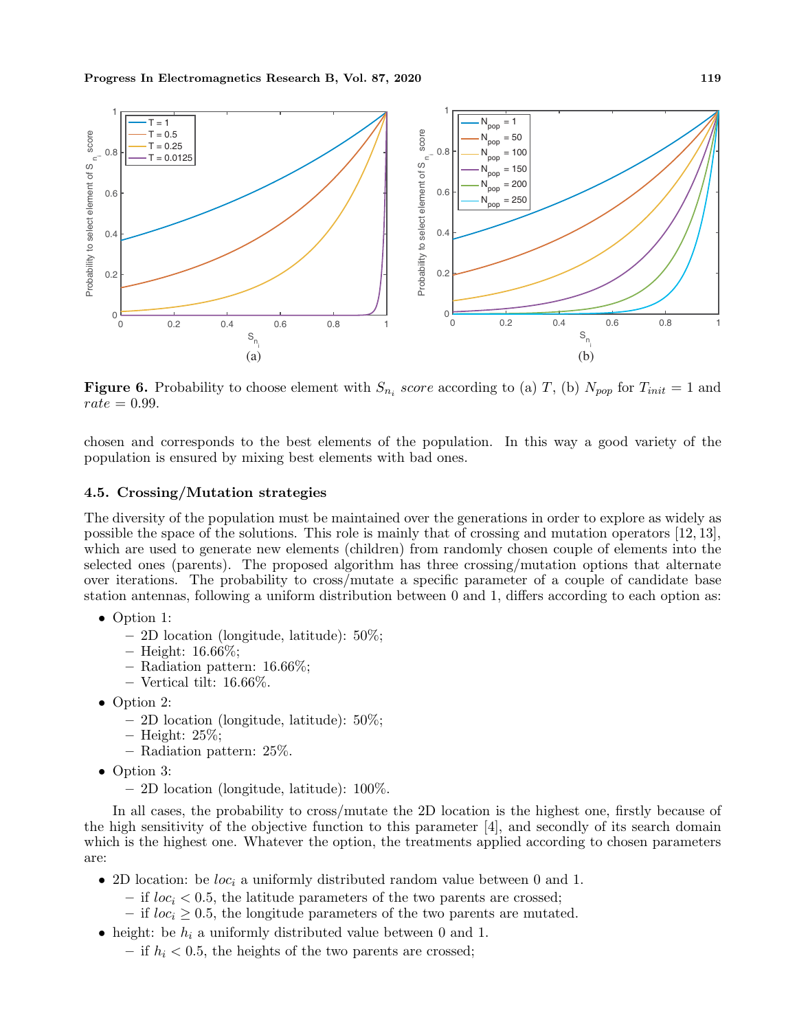Probability to select element of $S_{n_i}$ score

T = 1
T = 0.5
T = 0.25
T = 0.0125

0 0.2 0.4 0.6 0.8 1

$S_{n_i}$

(a)

Probability to select element of $S_{n_i}$ score

$N_{pop}$ = 1
$N_{pop}$ = 50
$N_{pop}$ = 100
$N_{pop}$ = 150
$N_{pop}$ = 200
$N_{pop}$ = 250

0 0.2 0.4 0.6 0.8 1

$S_{n_i}$

(b)

**Figure 6.** Probability to choose element with $S_{n_i}$ *score* according to (a) $T$, (b) $N_{pop}$ for $T_{init} = 1$ and $rate = 0.99$.

chosen and corresponds to the best elements of the population. In this way a good variety of the population is ensured by mixing best elements with bad ones.

### 4.5. Crossing/Mutation strategies

The diversity of the population must be maintained over the generations in order to explore as widely as possible the space of the solutions. This role is mainly that of crossing and mutation operators [12, 13], which are used to generate new elements (children) from randomly chosen couple of elements into the selected ones (parents). The proposed algorithm has three crossing/mutation options that alternate over iterations. The probability to cross/mutate a specific parameter of a couple of candidate base station antennas, following a uniform distribution between 0 and 1, differs according to each option as:

- Option 1:
  - 2D location (longitude, latitude): 50%;
  - Height: 16.66%;
  - Radiation pattern: 16.66%;
  - Vertical tilt: 16.66%.
- Option 2:
  - 2D location (longitude, latitude): 50%;
  - Height: 25%;
  - Radiation pattern: 25%.
- Option 3:
  - 2D location (longitude, latitude): 100%.

In all cases, the probability to cross/mutate the 2D location is the highest one, firstly because of the high sensitivity of the objective function to this parameter [4], and secondly of its search domain which is the highest one. Whatever the option, the treatments applied according to chosen parameters are:

- 2D location: be $loc_i$ a uniformly distributed random value between 0 and 1.
  - if $loc_i < 0.5$, the latitude parameters of the two parents are crossed;
  - if $loc_i \geq 0.5$, the longitude parameters of the two parents are mutated.
- height: be $h_i$ a uniformly distributed value between 0 and 1.
  - if $h_i < 0.5$, the heights of the two parents are crossed;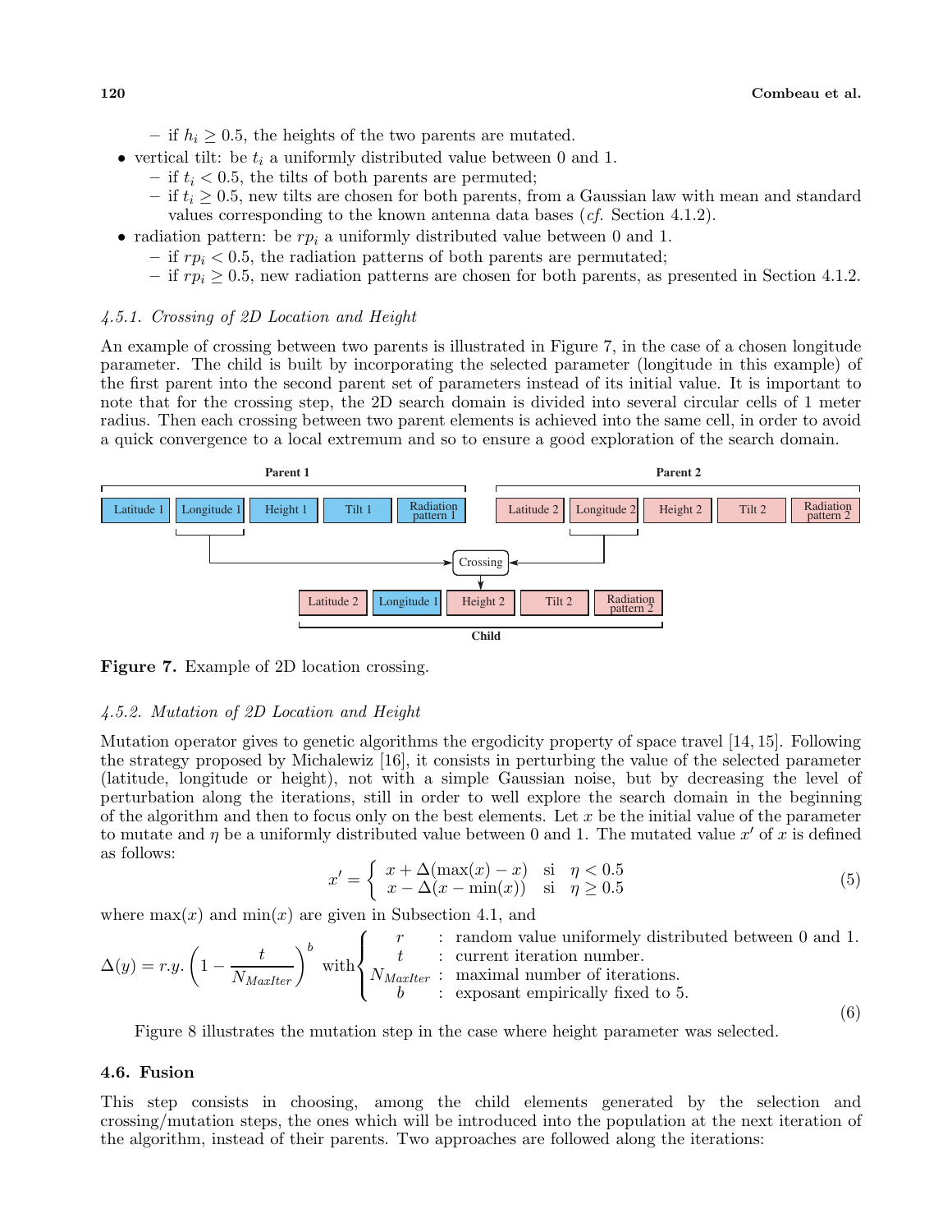- if $h_i \geq 0.5$, the heights of the two parents are mutated.
- vertical tilt: be $t_i$ a uniformly distributed value between 0 and 1.
  - if $t_i < 0.5$, the tilts of both parents are permuted;
  - if $t_i \geq 0.5$, new tilts are chosen for both parents, from a Gaussian law with mean and standard values corresponding to the known antenna data bases (*cf.* Section 4.1.2).
- radiation pattern: be $rp_i$ a uniformly distributed value between 0 and 1.
  - if $rp_i < 0.5$, the radiation patterns of both parents are permutated;
  - if $rp_i \geq 0.5$, new radiation patterns are chosen for both parents, as presented in Section 4.1.2.

#### *4.5.1. Crossing of 2D Location and Height*

An example of crossing between two parents is illustrated in Figure 7, in the case of a chosen longitude parameter. The child is built by incorporating the selected parameter (longitude in this example) of the first parent into the second parent set of parameters instead of its initial value. It is important to note that for the crossing step, the 2D search domain is divided into several circular cells of 1 meter radius. Then each crossing between two parent elements is achieved into the same cell, in order to avoid a quick convergence to a local extremum and so to ensure a good exploration of the search domain.

Parent 1

Latitude 1 | Longitude 1 | Height 1 | Tilt 1 | Radiation pattern 1

Parent 2

Latitude 2 | Longitude 2 | Height 2 | Tilt 2 | Radiation pattern 2

Crossing

Latitude 2 | Longitude 1 | Height 2 | Tilt 2 | Radiation pattern 2

Child

**Figure 7.** Example of 2D location crossing.

#### *4.5.2. Mutation of 2D Location and Height*

Mutation operator gives to genetic algorithms the ergodicity property of space travel [14, 15]. Following the strategy proposed by Michalewiz [16], it consists in perturbing the value of the selected parameter (latitude, longitude or height), not with a simple Gaussian noise, but by decreasing the level of perturbation along the iterations, still in order to well explore the search domain in the beginning of the algorithm and then to focus only on the best elements. Let $x$ be the initial value of the parameter to mutate and $\eta$ be a uniformly distributed value between 0 and 1. The mutated value $x'$ of $x$ is defined as follows:

$$x' = \begin{cases} x + \Delta(\max(x) - x) & \text{si} \quad \eta < 0.5 \\ x - \Delta(x - \min(x)) & \text{si} \quad \eta \geq 0.5 \end{cases} \tag{5}$$

where $\max(x)$ and $\min(x)$ are given in Subsection 4.1, and

$$\Delta(y) = r.y.\left(1 - \frac{t}{N_{MaxIter}}\right)^b \text{ with} \begin{cases} r & : \text{ random value uniformely distributed between 0 and 1.} \\ t & : \text{ current iteration number.} \\ N_{MaxIter} & : \text{ maximal number of iterations.} \\ b & : \text{ exposant empirically fixed to 5.} \end{cases} \tag{6}$$

Figure 8 illustrates the mutation step in the case where height parameter was selected.

### 4.6. Fusion

This step consists in choosing, among the child elements generated by the selection and crossing/mutation steps, the ones which will be introduced into the population at the next iteration of the algorithm, instead of their parents. Two approaches are followed along the iterations: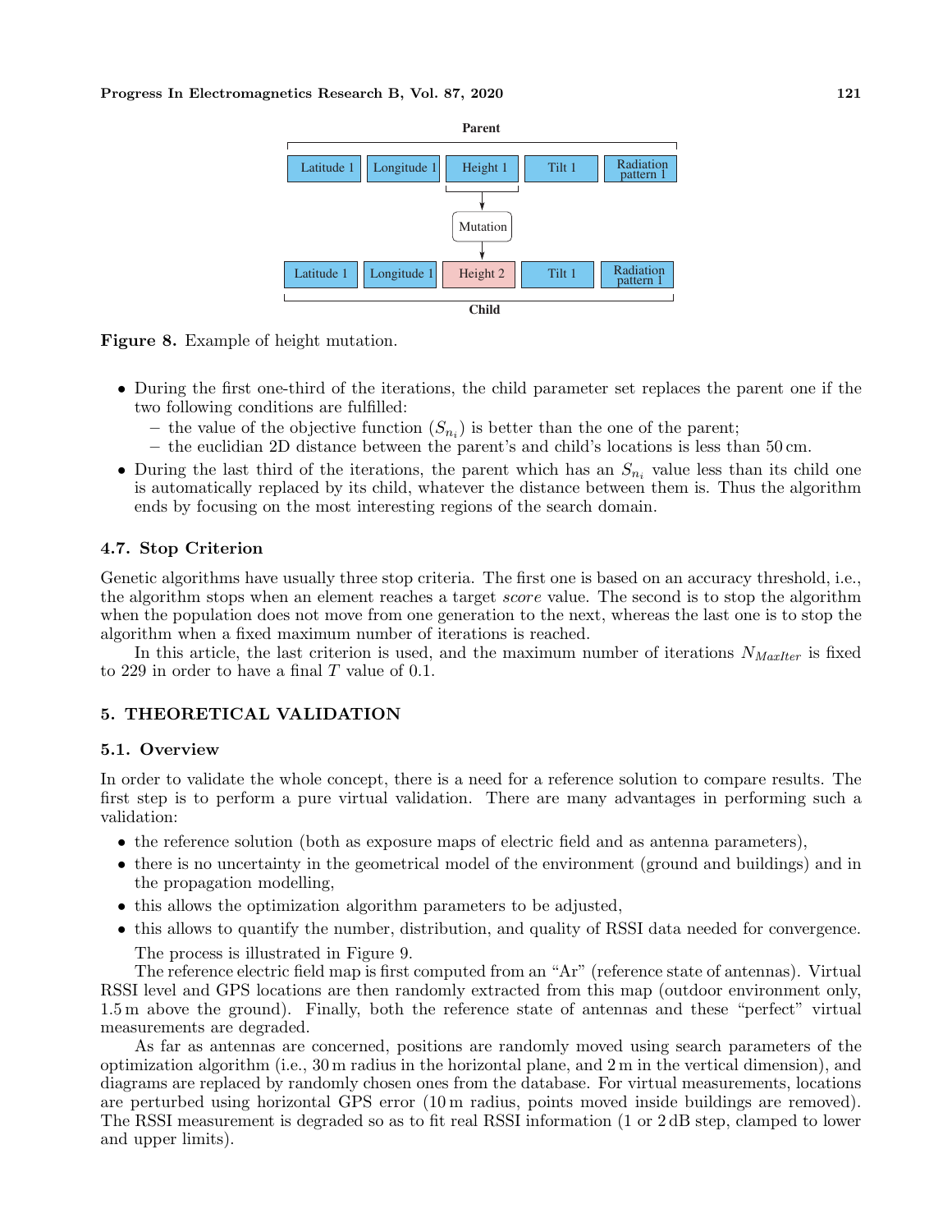Parent

Latitude 1 | Longitude 1 | Height 1 | Tilt 1 | Radiation pattern 1

Mutation

Latitude 1 | Longitude 1 | Height 2 | Tilt 1 | Radiation pattern 1

Child

**Figure 8.** Example of height mutation.

- During the first one-third of the iterations, the child parameter set replaces the parent one if the two following conditions are fulfilled:
  - the value of the objective function ($S_{n_i}$) is better than the one of the parent;
  - the euclidian 2D distance between the parent's and child's locations is less than 50 cm.
- During the last third of the iterations, the parent which has an $S_{n_i}$ value less than its child one is automatically replaced by its child, whatever the distance between them is. Thus the algorithm ends by focusing on the most interesting regions of the search domain.

### 4.7. Stop Criterion

Genetic algorithms have usually three stop criteria. The first one is based on an accuracy threshold, i.e., the algorithm stops when an element reaches a target *score* value. The second is to stop the algorithm when the population does not move from one generation to the next, whereas the last one is to stop the algorithm when a fixed maximum number of iterations is reached.

In this article, the last criterion is used, and the maximum number of iterations $N_{MaxIter}$ is fixed to 229 in order to have a final $T$ value of 0.1.

## 5. THEORETICAL VALIDATION

### 5.1. Overview

In order to validate the whole concept, there is a need for a reference solution to compare results. The first step is to perform a pure virtual validation. There are many advantages in performing such a validation:

- the reference solution (both as exposure maps of electric field and as antenna parameters),
- there is no uncertainty in the geometrical model of the environment (ground and buildings) and in the propagation modelling,
- this allows the optimization algorithm parameters to be adjusted,
- this allows to quantify the number, distribution, and quality of RSSI data needed for convergence.

The process is illustrated in Figure 9.

The reference electric field map is first computed from an "Ar" (reference state of antennas). Virtual RSSI level and GPS locations are then randomly extracted from this map (outdoor environment only, 1.5 m above the ground). Finally, both the reference state of antennas and these "perfect" virtual measurements are degraded.

As far as antennas are concerned, positions are randomly moved using search parameters of the optimization algorithm (i.e., 30 m radius in the horizontal plane, and 2 m in the vertical dimension), and diagrams are replaced by randomly chosen ones from the database. For virtual measurements, locations are perturbed using horizontal GPS error (10 m radius, points moved inside buildings are removed). The RSSI measurement is degraded so as to fit real RSSI information (1 or 2 dB step, clamped to lower and upper limits).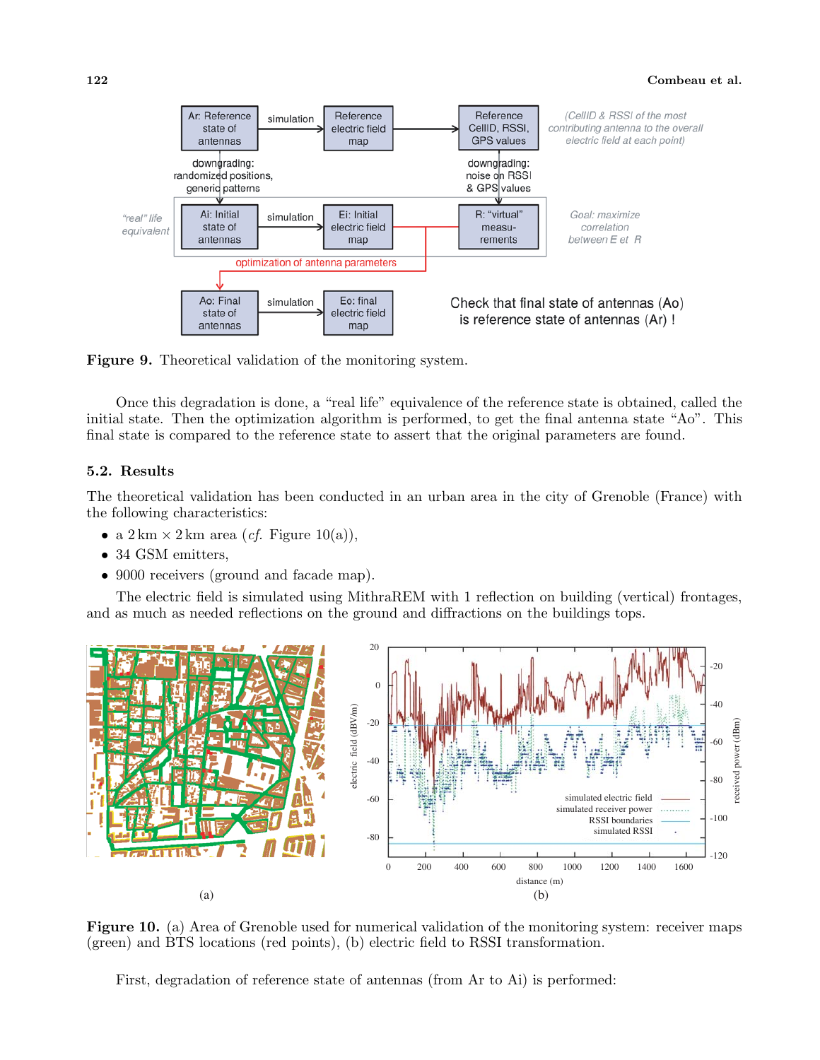Ar: Reference state of antennas

simulation

Reference electric field map

Reference CellID, RSSI, GPS values

(CellID & RSSI of the most contributing antenna to the overall electric field at each point)

downgrading: randomized positions, generic patterns

downgrading: noise on RSSI & GPS values

"real" life equivalent

Ai: Initial state of antennas

simulation

Ei: Initial electric field map

R: "virtual" measu-rements

Goal: maximize correlation between E et R

optimization of antenna parameters

Ao: Final state of antennas

simulation

Eo: final electric field map

Check that final state of antennas (Ao) is reference state of antennas (Ar) !

**Figure 9.** Theoretical validation of the monitoring system.

Once this degradation is done, a "real life" equivalence of the reference state is obtained, called the initial state. Then the optimization algorithm is performed, to get the final antenna state "Ao". This final state is compared to the reference state to assert that the original parameters are found.

### 5.2. Results

The theoretical validation has been conducted in an urban area in the city of Grenoble (France) with the following characteristics:

- a 2 km × 2 km area (*cf.* Figure 10(a)),
- 34 GSM emitters,
- 9000 receivers (ground and facade map).

The electric field is simulated using MithraREM with 1 reflection on building (vertical) frontages, and as much as needed reflections on the ground and diffractions on the buildings tops.

electric field (dBV/m)

20
0
-20
-40
-60
-80

received power (dBm)

-20
-40
-60
-80
-100
-120

0 200 400 600 800 1000 1200 1400 1600

distance (m)

simulated electric field
simulated receiver power
RSSI boundaries
simulated RSSI

(a) (b)

**Figure 10.** (a) Area of Grenoble used for numerical validation of the monitoring system: receiver maps (green) and BTS locations (red points), (b) electric field to RSSI transformation.

First, degradation of reference state of antennas (from Ar to Ai) is performed: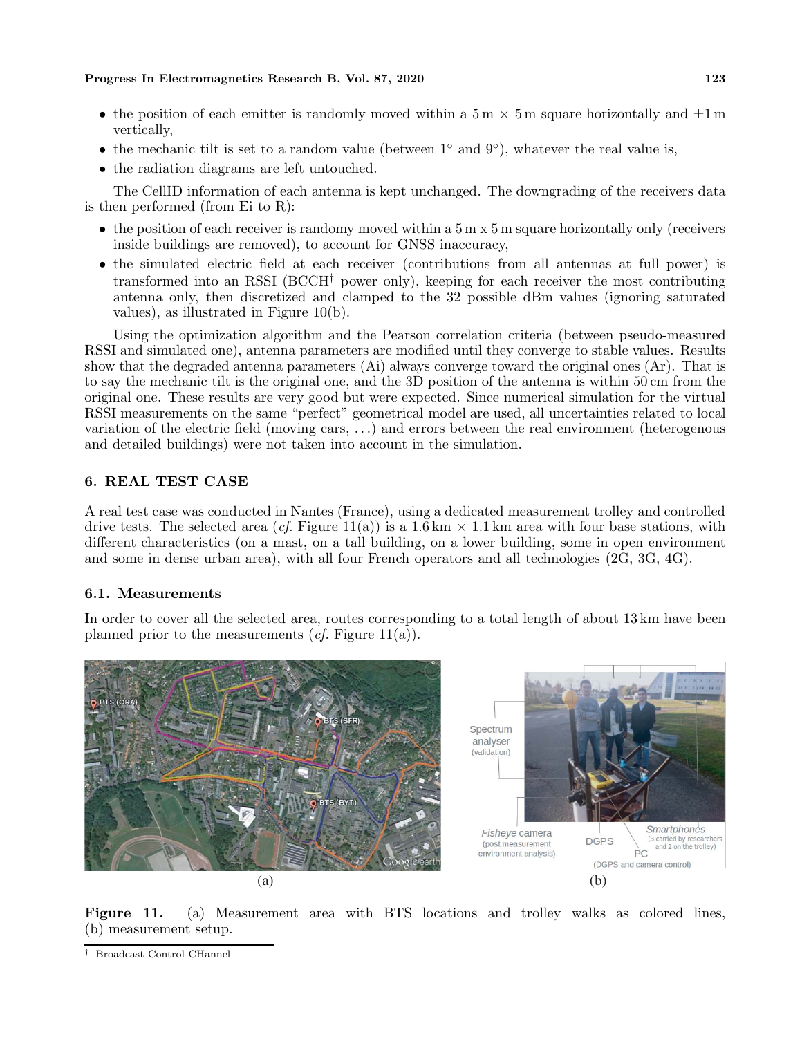- the position of each emitter is randomly moved within a 5 m × 5 m square horizontally and ±1 m vertically,
- the mechanic tilt is set to a random value (between 1° and 9°), whatever the real value is,
- the radiation diagrams are left untouched.

The CellID information of each antenna is kept unchanged. The downgrading of the receivers data is then performed (from Ei to R):

- the position of each receiver is randomy moved within a 5 m x 5 m square horizontally only (receivers inside buildings are removed), to account for GNSS inaccuracy,
- the simulated electric field at each receiver (contributions from all antennas at full power) is transformed into an RSSI (BCCH† power only), keeping for each receiver the most contributing antenna only, then discretized and clamped to the 32 possible dBm values (ignoring saturated values), as illustrated in Figure 10(b).

Using the optimization algorithm and the Pearson correlation criteria (between pseudo-measured RSSI and simulated one), antenna parameters are modified until they converge to stable values. Results show that the degraded antenna parameters (Ai) always converge toward the original ones (Ar). That is to say the mechanic tilt is the original one, and the 3D position of the antenna is within 50 cm from the original one. These results are very good but were expected. Since numerical simulation for the virtual RSSI measurements on the same "perfect" geometrical model are used, all uncertainties related to local variation of the electric field (moving cars, ...) and errors between the real environment (heterogenous and detailed buildings) were not taken into account in the simulation.

## 6. REAL TEST CASE

A real test case was conducted in Nantes (France), using a dedicated measurement trolley and controlled drive tests. The selected area (*cf.* Figure 11(a)) is a 1.6 km × 1.1 km area with four base stations, with different characteristics (on a mast, on a tall building, on a lower building, some in open environment and some in dense urban area), with all four French operators and all technologies (2G, 3G, 4G).

### 6.1. Measurements

In order to cover all the selected area, routes corresponding to a total length of about 13 km have been planned prior to the measurements (*cf.* Figure 11(a)).

BTS (ORA)
BTS (SFR)
BTS (BYT)
Google earth

(a)

Spectrum analyser (validation)
*Fisheye* camera (post measurement environment analysis)
DGPS
PC (DGPS and camera control)
*Smartphones* (3 carried by researchers and 2 on the trolley)

(b)

**Figure 11.** (a) Measurement area with BTS locations and trolley walks as colored lines, (b) measurement setup.

† Broadcast Control CHannel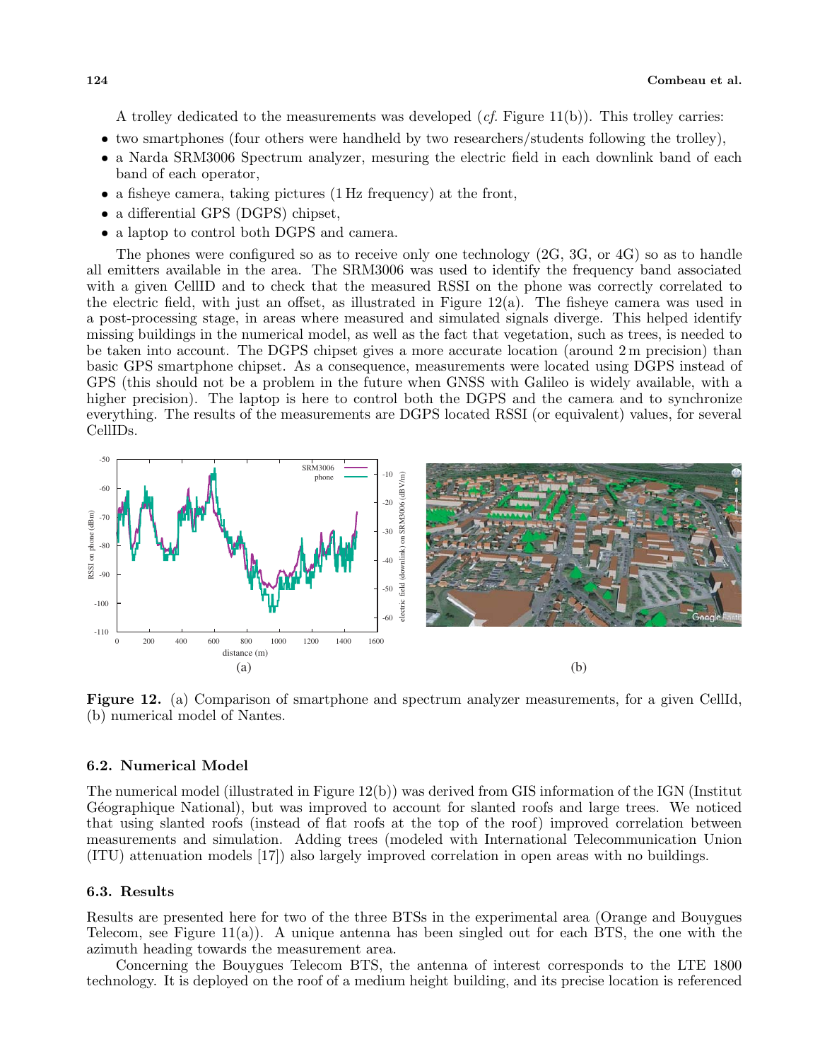A trolley dedicated to the measurements was developed (*cf.* Figure 11(b)). This trolley carries:

- two smartphones (four others were handheld by two researchers/students following the trolley),
- a Narda SRM3006 Spectrum analyzer, mesuring the electric field in each downlink band of each band of each operator,
- a fisheye camera, taking pictures (1 Hz frequency) at the front,
- a differential GPS (DGPS) chipset,
- a laptop to control both DGPS and camera.

The phones were configured so as to receive only one technology (2G, 3G, or 4G) so as to handle all emitters available in the area. The SRM3006 was used to identify the frequency band associated with a given CellID and to check that the measured RSSI on the phone was correctly correlated to the electric field, with just an offset, as illustrated in Figure 12(a). The fisheye camera was used in a post-processing stage, in areas where measured and simulated signals diverge. This helped identify missing buildings in the numerical model, as well as the fact that vegetation, such as trees, is needed to be taken into account. The DGPS chipset gives a more accurate location (around 2 m precision) than basic GPS smartphone chipset. As a consequence, measurements were located using DGPS instead of GPS (this should not be a problem in the future when GNSS with Galileo is widely available, with a higher precision). The laptop is here to control both the DGPS and the camera and to synchronize everything. The results of the measurements are DGPS located RSSI (or equivalent) values, for several CellIDs.

RSSI on phone (dBm)
-50
-60
-70
-80
-90
-100
-110
0 200 400 600 800 1000 1200 1400 1600
distance (m)
SRM3006
phone
electric field (downlink) on SRM3006 (dBV/m)
-10
-20
-30
-40
-50
-60

(a)

(b)

**Figure 12.** (a) Comparison of smartphone and spectrum analyzer measurements, for a given CellId, (b) numerical model of Nantes.

### 6.2. Numerical Model

The numerical model (illustrated in Figure 12(b)) was derived from GIS information of the IGN (Institut Géographique National), but was improved to account for slanted roofs and large trees. We noticed that using slanted roofs (instead of flat roofs at the top of the roof) improved correlation between measurements and simulation. Adding trees (modeled with International Telecommunication Union (ITU) attenuation models [17]) also largely improved correlation in open areas with no buildings.

### 6.3. Results

Results are presented here for two of the three BTSs in the experimental area (Orange and Bouygues Telecom, see Figure 11(a)). A unique antenna has been singled out for each BTS, the one with the azimuth heading towards the measurement area.

Concerning the Bouygues Telecom BTS, the antenna of interest corresponds to the LTE 1800 technology. It is deployed on the roof of a medium height building, and its precise location is referenced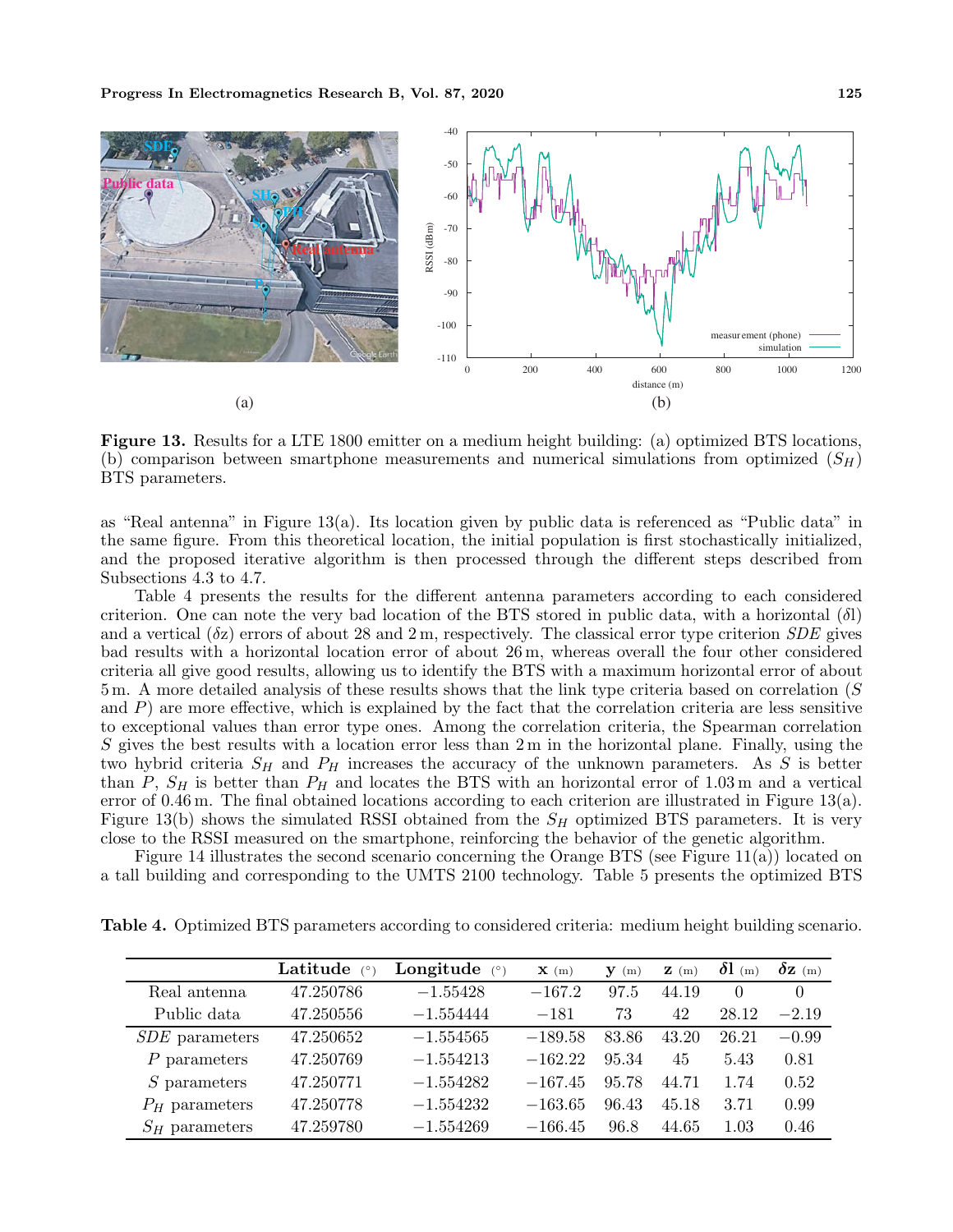(a)

-40
-50
-60
-70
-80
-90
-100
-110
RSSI (dBm)
0
200
400
600
800
1000
1200
distance (m)
measurement (phone)
simulation

(b)

**Figure 13.** Results for a LTE 1800 emitter on a medium height building: (a) optimized BTS locations, (b) comparison between smartphone measurements and numerical simulations from optimized ($S_H$) BTS parameters.

as "Real antenna" in Figure 13(a). Its location given by public data is referenced as "Public data" in the same figure. From this theoretical location, the initial population is first stochastically initialized, and the proposed iterative algorithm is then processed through the different steps described from Subsections 4.3 to 4.7.

Table 4 presents the results for the different antenna parameters according to each considered criterion. One can note the very bad location of the BTS stored in public data, with a horizontal ($\delta$l) and a vertical ($\delta$z) errors of about 28 and 2 m, respectively. The classical error type criterion *SDE* gives bad results with a horizontal location error of about 26 m, whereas overall the four other considered criteria all give good results, allowing us to identify the BTS with a maximum horizontal error of about 5 m. A more detailed analysis of these results shows that the link type criteria based on correlation ($S$ and $P$) are more effective, which is explained by the fact that the correlation criteria are less sensitive to exceptional values than error type ones. Among the correlation criteria, the Spearman correlation $S$ gives the best results with a location error less than 2 m in the horizontal plane. Finally, using the two hybrid criteria $S_H$ and $P_H$ increases the accuracy of the unknown parameters. As $S$ is better than $P$, $S_H$ is better than $P_H$ and locates the BTS with an horizontal error of 1.03 m and a vertical error of 0.46 m. The final obtained locations according to each criterion are illustrated in Figure 13(a). Figure 13(b) shows the simulated RSSI obtained from the $S_H$ optimized BTS parameters. It is very close to the RSSI measured on the smartphone, reinforcing the behavior of the genetic algorithm.

Figure 14 illustrates the second scenario concerning the Orange BTS (see Figure 11(a)) located on a tall building and corresponding to the UMTS 2100 technology. Table 5 presents the optimized BTS

**Table 4.** Optimized BTS parameters according to considered criteria: medium height building scenario.

| | Latitude (°) | Longitude (°) | x (m) | y (m) | z (m) | $\delta$l (m) | $\delta$z (m) |
|---|---|---|---|---|---|---|---|
| Real antenna | 47.250786 | −1.55428 | −167.2 | 97.5 | 44.19 | 0 | 0 |
| Public data | 47.250556 | −1.554444 | −181 | 73 | 42 | 28.12 | −2.19 |
| *SDE* parameters | 47.250652 | −1.554565 | −189.58 | 83.86 | 43.20 | 26.21 | −0.99 |
| $P$ parameters | 47.250769 | −1.554213 | −162.22 | 95.34 | 45 | 5.43 | 0.81 |
| $S$ parameters | 47.250771 | −1.554282 | −167.45 | 95.78 | 44.71 | 1.74 | 0.52 |
| $P_H$ parameters | 47.250778 | −1.554232 | −163.65 | 96.43 | 45.18 | 3.71 | 0.99 |
| $S_H$ parameters | 47.259780 | −1.554269 | −166.45 | 96.8 | 44.65 | 1.03 | 0.46 |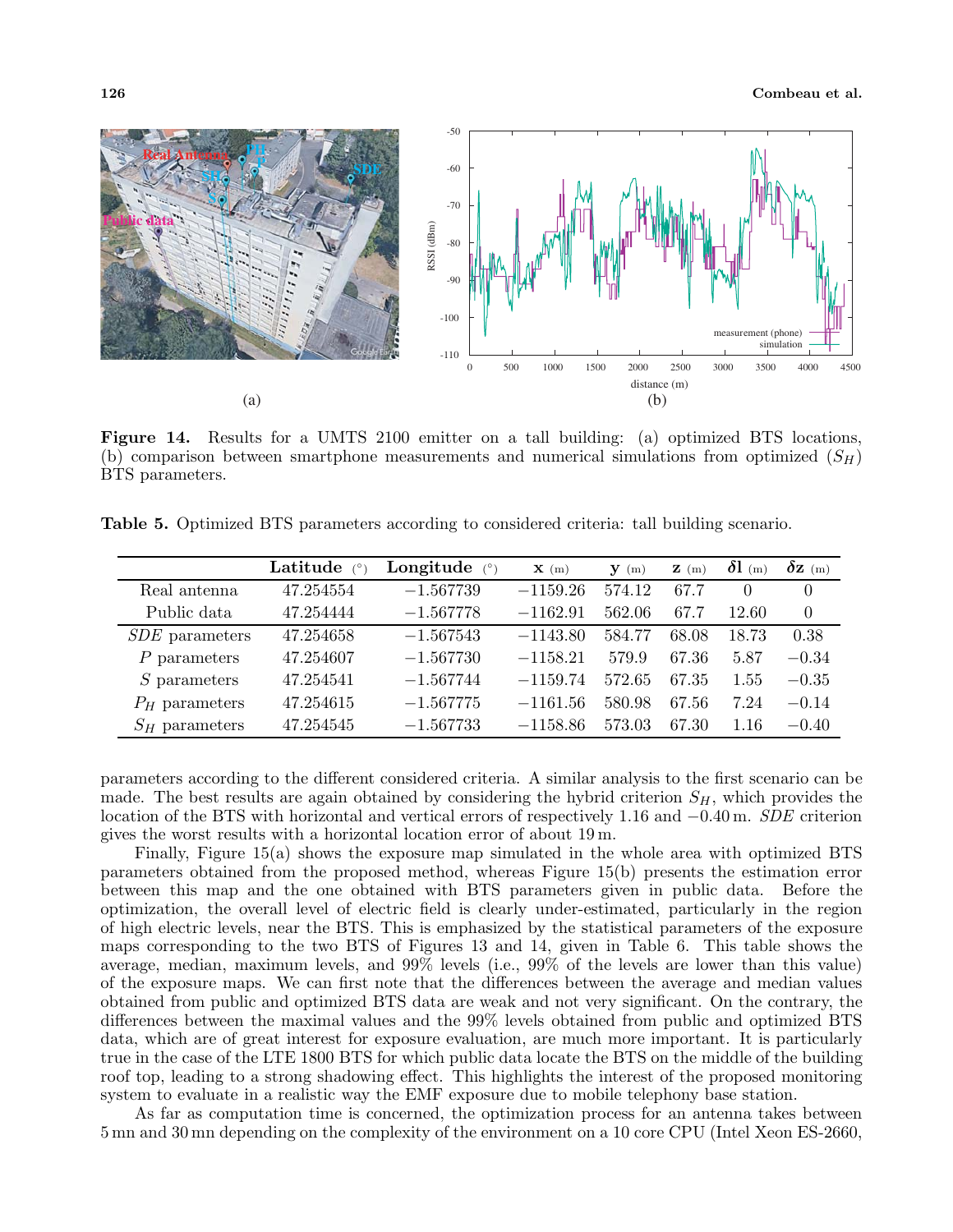Real Antenna
PH
P
SH
S
SDE
Public data
Google Earth

(a)

RSSI (dBm)
-50
-60
-70
-80
-90
-100
-110
0 500 1000 1500 2000 2500 3000 3500 4000 4500
distance (m)
measurement (phone)
simulation

(b)

**Figure 14.** Results for a UMTS 2100 emitter on a tall building: (a) optimized BTS locations, (b) comparison between smartphone measurements and numerical simulations from optimized ($S_H$) BTS parameters.

**Table 5.** Optimized BTS parameters according to considered criteria: tall building scenario.

| | **Latitude** (°) | **Longitude** (°) | **x** (m) | **y** (m) | **z** (m) | $\boldsymbol{\delta}$**l** (m) | $\boldsymbol{\delta}$**z** (m) |
|---|---|---|---|---|---|---|---|
| Real antenna | 47.254554 | −1.567739 | −1159.26 | 574.12 | 67.7 | 0 | 0 |
| Public data | 47.254444 | −1.567778 | −1162.91 | 562.06 | 67.7 | 12.60 | 0 |
| *SDE* parameters | 47.254658 | −1.567543 | −1143.80 | 584.77 | 68.08 | 18.73 | 0.38 |
| *P* parameters | 47.254607 | −1.567730 | −1158.21 | 579.9 | 67.36 | 5.87 | −0.34 |
| *S* parameters | 47.254541 | −1.567744 | −1159.74 | 572.65 | 67.35 | 1.55 | −0.35 |
| $P_H$ parameters | 47.254615 | −1.567775 | −1161.56 | 580.98 | 67.56 | 7.24 | −0.14 |
| $S_H$ parameters | 47.254545 | −1.567733 | −1158.86 | 573.03 | 67.30 | 1.16 | −0.40 |

parameters according to the different considered criteria. A similar analysis to the first scenario can be made. The best results are again obtained by considering the hybrid criterion $S_H$, which provides the location of the BTS with horizontal and vertical errors of respectively 1.16 and −0.40 m. *SDE* criterion gives the worst results with a horizontal location error of about 19 m.

Finally, Figure 15(a) shows the exposure map simulated in the whole area with optimized BTS parameters obtained from the proposed method, whereas Figure 15(b) presents the estimation error between this map and the one obtained with BTS parameters given in public data. Before the optimization, the overall level of electric field is clearly under-estimated, particularly in the region of high electric levels, near the BTS. This is emphasized by the statistical parameters of the exposure maps corresponding to the two BTS of Figures 13 and 14, given in Table 6. This table shows the average, median, maximum levels, and 99% levels (i.e., 99% of the levels are lower than this value) of the exposure maps. We can first note that the differences between the average and median values obtained from public and optimized BTS data are weak and not very significant. On the contrary, the differences between the maximal values and the 99% levels obtained from public and optimized BTS data, which are of great interest for exposure evaluation, are much more important. It is particularly true in the case of the LTE 1800 BTS for which public data locate the BTS on the middle of the building roof top, leading to a strong shadowing effect. This highlights the interest of the proposed monitoring system to evaluate in a realistic way the EMF exposure due to mobile telephony base station.

As far as computation time is concerned, the optimization process for an antenna takes between 5 mn and 30 mn depending on the complexity of the environment on a 10 core CPU (Intel Xeon ES-2660,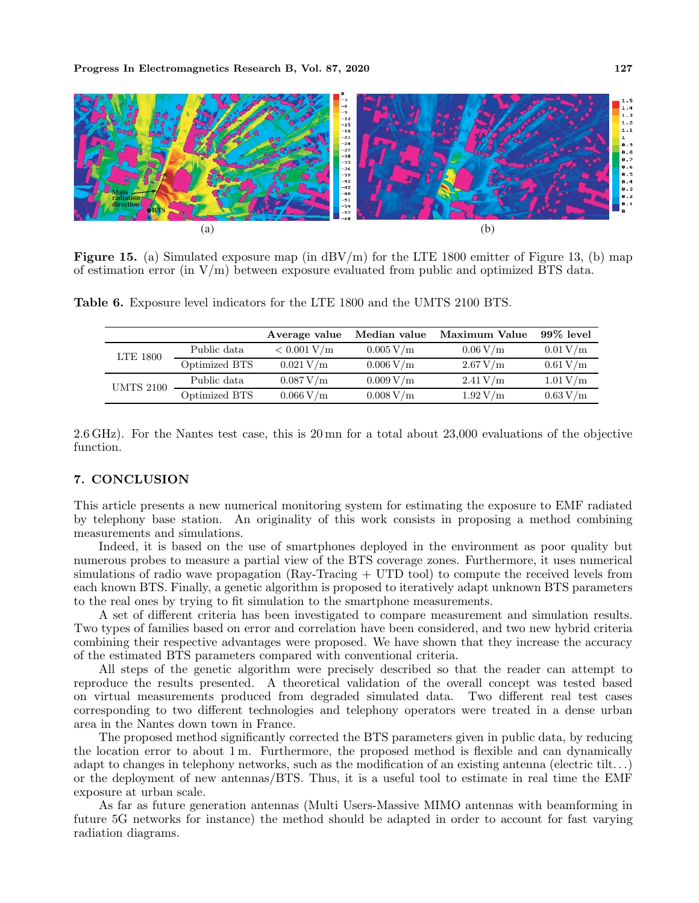(a)

Main radiation direction

BTS

0
−3
−6
−9
−12
−15
−18
−21
−24
−27
−30
−33
−36
−39
−42
−45
−48
−51
−54
−57
−60

(b)

1.5
1.4
1.3
1.2
1.1
1
0.9
0.8
0.7
0.6
0.5
0.4
0.3
0.2
0.1
0

**Figure 15.** (a) Simulated exposure map (in dBV/m) for the LTE 1800 emitter of Figure 13, (b) map of estimation error (in V/m) between exposure evaluated from public and optimized BTS data.

**Table 6.** Exposure level indicators for the LTE 1800 and the UMTS 2100 BTS.

| | | Average value | Median value | Maximum Value | 99% level |
|---|---|---|---|---|---|
| LTE 1800 | Public data | $< 0.001$ V/m | 0.005 V/m | 0.06 V/m | 0.01 V/m |
| | Optimized BTS | 0.021 V/m | 0.006 V/m | 2.67 V/m | 0.61 V/m |
| UMTS 2100 | Public data | 0.087 V/m | 0.009 V/m | 2.41 V/m | 1.01 V/m |
| | Optimized BTS | 0.066 V/m | 0.008 V/m | 1.92 V/m | 0.63 V/m |

2.6 GHz). For the Nantes test case, this is 20 mn for a total about 23,000 evaluations of the objective function.

## 7. CONCLUSION

This article presents a new numerical monitoring system for estimating the exposure to EMF radiated by telephony base station. An originality of this work consists in proposing a method combining measurements and simulations.

Indeed, it is based on the use of smartphones deployed in the environment as poor quality but numerous probes to measure a partial view of the BTS coverage zones. Furthermore, it uses numerical simulations of radio wave propagation (Ray-Tracing + UTD tool) to compute the received levels from each known BTS. Finally, a genetic algorithm is proposed to iteratively adapt unknown BTS parameters to the real ones by trying to fit simulation to the smartphone measurements.

A set of different criteria has been investigated to compare measurement and simulation results. Two types of families based on error and correlation have been considered, and two new hybrid criteria combining their respective advantages were proposed. We have shown that they increase the accuracy of the estimated BTS parameters compared with conventional criteria.

All steps of the genetic algorithm were precisely described so that the reader can attempt to reproduce the results presented. A theoretical validation of the overall concept was tested based on virtual measurements produced from degraded simulated data. Two different real test cases corresponding to two different technologies and telephony operators were treated in a dense urban area in the Nantes down town in France.

The proposed method significantly corrected the BTS parameters given in public data, by reducing the location error to about 1 m. Furthermore, the proposed method is flexible and can dynamically adapt to changes in telephony networks, such as the modification of an existing antenna (electric tilt...) or the deployment of new antennas/BTS. Thus, it is a useful tool to estimate in real time the EMF exposure at urban scale.

As far as future generation antennas (Multi Users-Massive MIMO antennas with beamforming in future 5G networks for instance) the method should be adapted in order to account for fast varying radiation diagrams.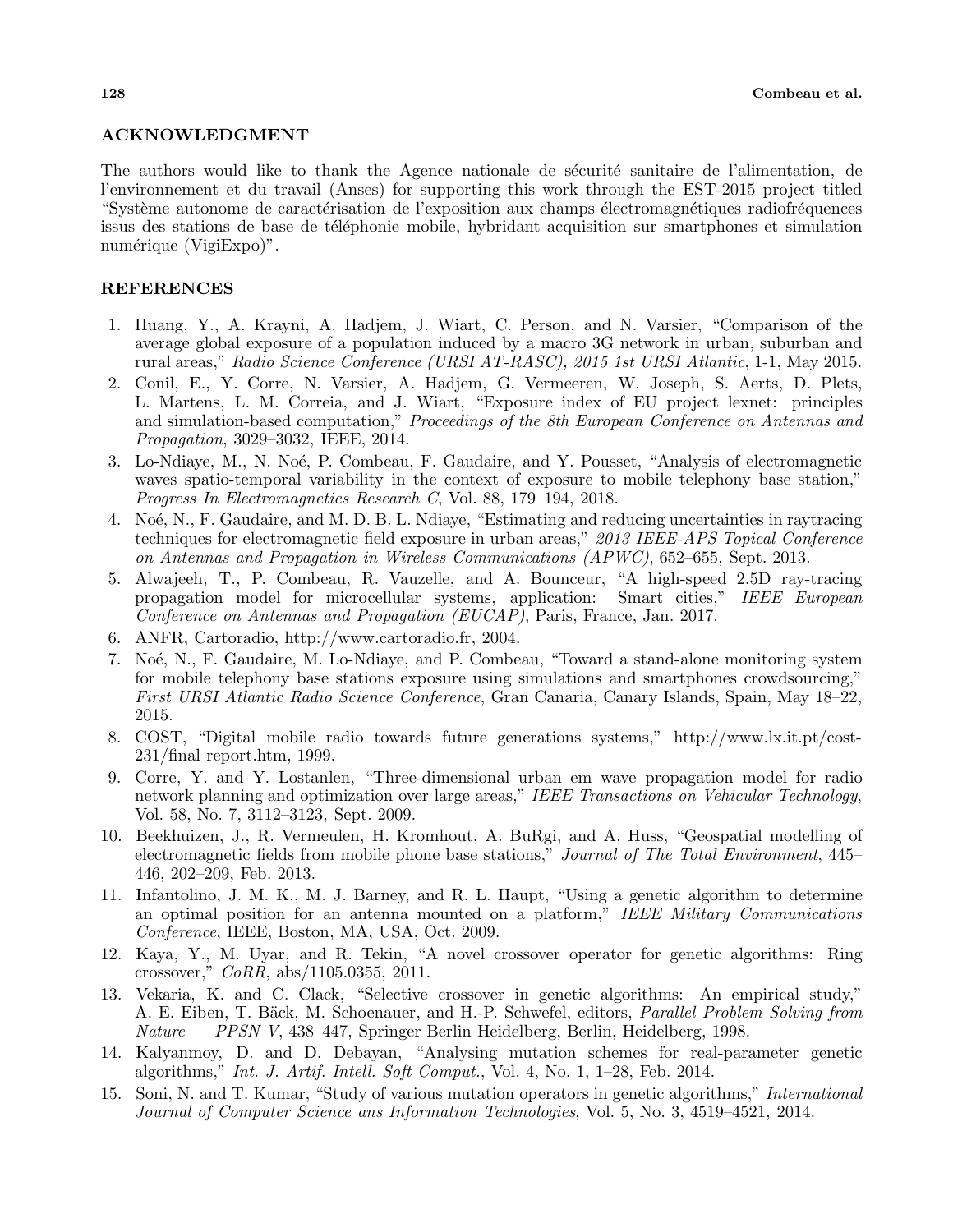## ACKNOWLEDGMENT

The authors would like to thank the Agence nationale de sécurité sanitaire de l'alimentation, de l'environnement et du travail (Anses) for supporting this work through the EST-2015 project titled "Système autonome de caractérisation de l'exposition aux champs électromagnétiques radiofréquences issus des stations de base de téléphonie mobile, hybridant acquisition sur smartphones et simulation numérique (VigiExpo)".

## REFERENCES

1. Huang, Y., A. Krayni, A. Hadjem, J. Wiart, C. Person, and N. Varsier, "Comparison of the average global exposure of a population induced by a macro 3G network in urban, suburban and rural areas," *Radio Science Conference (URSI AT-RASC), 2015 1st URSI Atlantic*, 1-1, May 2015.
2. Conil, E., Y. Corre, N. Varsier, A. Hadjem, G. Vermeeren, W. Joseph, S. Aerts, D. Plets, L. Martens, L. M. Correia, and J. Wiart, "Exposure index of EU project lexnet: principles and simulation-based computation," *Proceedings of the 8th European Conference on Antennas and Propagation*, 3029–3032, IEEE, 2014.
3. Lo-Ndiaye, M., N. Noé, P. Combeau, F. Gaudaire, and Y. Pousset, "Analysis of electromagnetic waves spatio-temporal variability in the context of exposure to mobile telephony base station," *Progress In Electromagnetics Research C*, Vol. 88, 179–194, 2018.
4. Noé, N., F. Gaudaire, and M. D. B. L. Ndiaye, "Estimating and reducing uncertainties in raytracing techniques for electromagnetic field exposure in urban areas," *2013 IEEE-APS Topical Conference on Antennas and Propagation in Wireless Communications (APWC)*, 652–655, Sept. 2013.
5. Alwajeeh, T., P. Combeau, R. Vauzelle, and A. Bounceur, "A high-speed 2.5D ray-tracing propagation model for microcellular systems, application: Smart cities," *IEEE European Conference on Antennas and Propagation (EUCAP)*, Paris, France, Jan. 2017.
6. ANFR, Cartoradio, http://www.cartoradio.fr, 2004.
7. Noé, N., F. Gaudaire, M. Lo-Ndiaye, and P. Combeau, "Toward a stand-alone monitoring system for mobile telephony base stations exposure using simulations and smartphones crowdsourcing," *First URSI Atlantic Radio Science Conference*, Gran Canaria, Canary Islands, Spain, May 18–22, 2015.
8. COST, "Digital mobile radio towards future generations systems," http://www.lx.it.pt/cost-231/final report.htm, 1999.
9. Corre, Y. and Y. Lostanlen, "Three-dimensional urban em wave propagation model for radio network planning and optimization over large areas," *IEEE Transactions on Vehicular Technology*, Vol. 58, No. 7, 3112–3123, Sept. 2009.
10. Beekhuizen, J., R. Vermeulen, H. Kromhout, A. BuRgi, and A. Huss, "Geospatial modelling of electromagnetic fields from mobile phone base stations," *Journal of The Total Environment*, 445–446, 202–209, Feb. 2013.
11. Infantolino, J. M. K., M. J. Barney, and R. L. Haupt, "Using a genetic algorithm to determine an optimal position for an antenna mounted on a platform," *IEEE Military Communications Conference*, IEEE, Boston, MA, USA, Oct. 2009.
12. Kaya, Y., M. Uyar, and R. Tekin, "A novel crossover operator for genetic algorithms: Ring crossover," *CoRR*, abs/1105.0355, 2011.
13. Vekaria, K. and C. Clack, "Selective crossover in genetic algorithms: An empirical study," A. E. Eiben, T. Bäck, M. Schoenauer, and H.-P. Schwefel, editors, *Parallel Problem Solving from Nature — PPSN V*, 438–447, Springer Berlin Heidelberg, Berlin, Heidelberg, 1998.
14. Kalyanmoy, D. and D. Debayan, "Analysing mutation schemes for real-parameter genetic algorithms," *Int. J. Artif. Intell. Soft Comput.*, Vol. 4, No. 1, 1–28, Feb. 2014.
15. Soni, N. and T. Kumar, "Study of various mutation operators in genetic algorithms," *International Journal of Computer Science ans Information Technologies*, Vol. 5, No. 3, 4519–4521, 2014.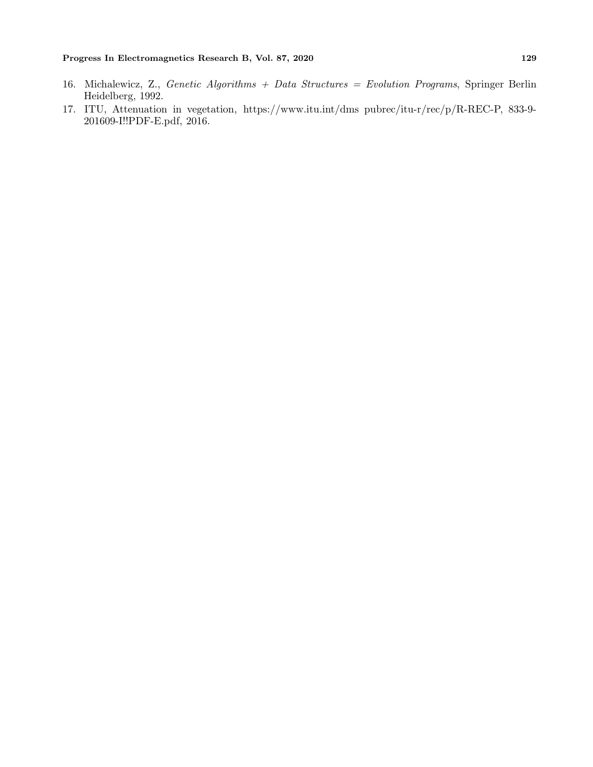16. Michalewicz, Z., *Genetic Algorithms + Data Structures = Evolution Programs*, Springer Berlin Heidelberg, 1992.
17. ITU, Attenuation in vegetation, https://www.itu.int/dms pubrec/itu-r/rec/p/R-REC-P, 833-9-201609-I!!PDF-E.pdf, 2016.